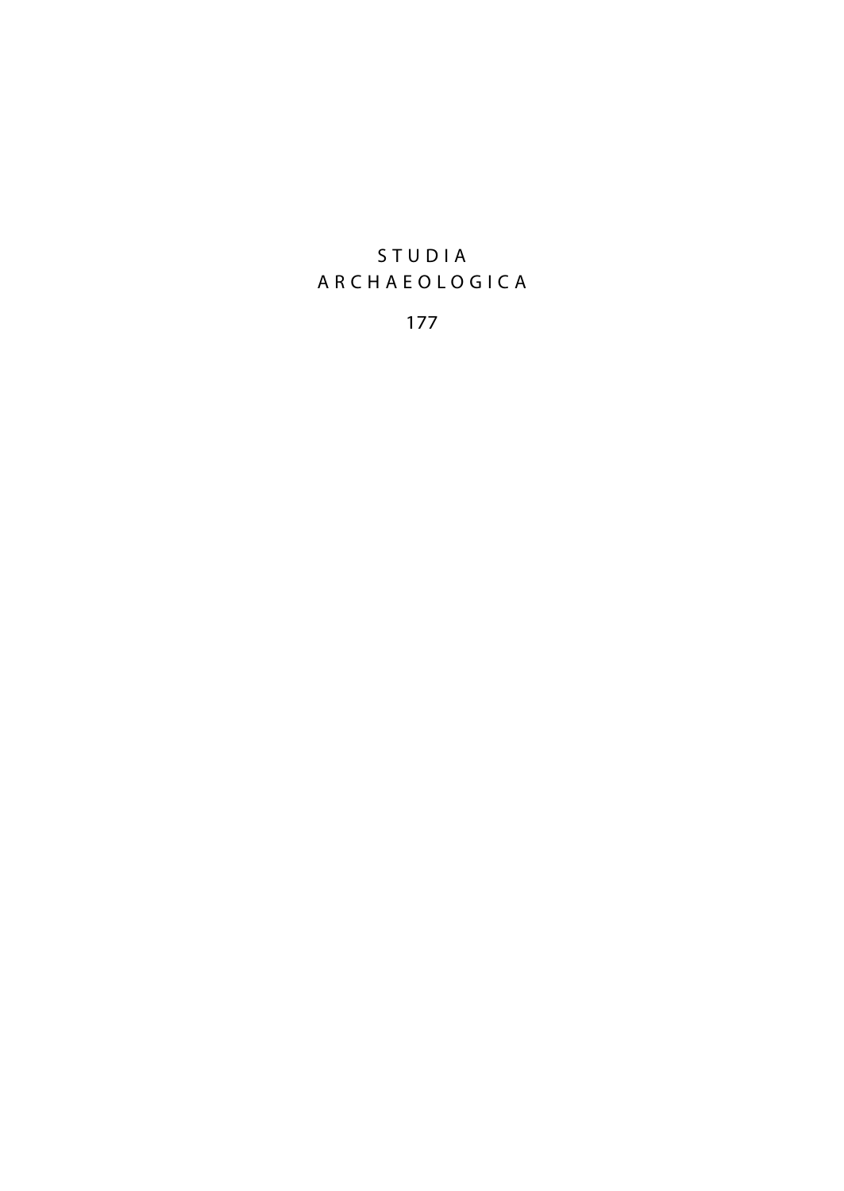STUDIA
ARCHAEOLOGICA

177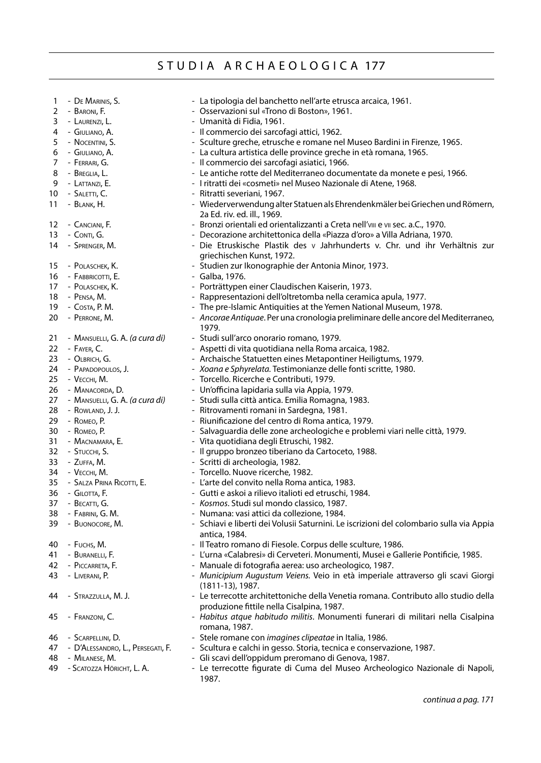# STUDIA ARCHAEOLOGICA 177

1 - De Marinis, S. - La tipologia del banchetto nell'arte etrusca arcaica, 1961.
2 - Baroni, F. - Osservazioni sul «Trono di Boston», 1961.
3 - Laurenzi, L. - Umanità di Fidia, 1961.
4 - Giuliano, A. - Il commercio dei sarcofagi attici, 1962.
5 - Nocentini, S. - Sculture greche, etrusche e romane nel Museo Bardini in Firenze, 1965.
6 - Giuliano, A. - La cultura artistica delle province greche in età romana, 1965.
7 - Ferrari, G. - Il commercio dei sarcofagi asiatici, 1966.
8 - Breglia, L. - Le antiche rotte del Mediterraneo documentate da monete e pesi, 1966.
9 - Lattanzi, E. - I ritratti dei «cosmeti» nel Museo Nazionale di Atene, 1968.
10 - Saletti, C. - Ritratti severiani, 1967.
11 - Blank, H. - Wiederverwendung alter Statuen als Ehrendenkmäler bei Griechen und Römern, 2a Ed. riv. ed. ill., 1969.
12 - Canciani, F. - Bronzi orientali ed orientalizzanti a Creta nell'viii e vii sec. a.C., 1970.
13 - Conti, G. - Decorazione architettonica della «Piazza d'oro» a Villa Adriana, 1970.
14 - Sprenger, M. - Die Etruskische Plastik des v Jahrhunderts v. Chr. und ihr Verhältnis zur griechischen Kunst, 1972.
15 - Polaschek, K. - Studien zur Ikonographie der Antonia Minor, 1973.
16 - Fabbricotti, E. - Galba, 1976.
17 - Polaschek, K. - Porträttypen einer Claudischen Kaiserin, 1973.
18 - Pensa, M. - Rappresentazioni dell'oltretomba nella ceramica apula, 1977.
19 - Costa, P. M. - The pre-Islamic Antiquities at the Yemen National Museum, 1978.
20 - Perrone, M. - *Ancorae Antiquae*. Per una cronologia preliminare delle ancore del Mediterraneo, 1979.
21 - Mansuelli, G. A. *(a cura di)* - Studi sull'arco onorario romano, 1979.
22 - Fayer, C. - Aspetti di vita quotidiana nella Roma arcaica, 1982.
23 - Olbrich, G. - Archaische Statuetten eines Metapontiner Heiligtums, 1979.
24 - Papadopoulos, J. - *Xoana e Sphyrelata*. Testimonianze delle fonti scritte, 1980.
25 - Vecchi, M. - Torcello. Ricerche e Contributi, 1979.
26 - Manacorda, D. - Un'officina lapidaria sulla via Appia, 1979.
27 - Mansuelli, G. A. *(a cura di)* - Studi sulla città antica. Emilia Romagna, 1983.
28 - Rowland, J. J. - Ritrovamenti romani in Sardegna, 1981.
29 - Romeo, P. - Riunificazione del centro di Roma antica, 1979.
30 - Romeo, P. - Salvaguardia delle zone archeologiche e problemi viari nelle città, 1979.
31 - Macnamara, E. - Vita quotidiana degli Etruschi, 1982.
32 - Stucchi, S. - Il gruppo bronzeo tiberiano da Cartoceto, 1988.
33 - Zuffa, M. - Scritti di archeologia, 1982.
34 - Vecchi, M. - Torcello. Nuove ricerche, 1982.
35 - Salza Prina Ricotti, E. - L'arte del convito nella Roma antica, 1983.
36 - Gilotta, F. - Gutti e askoi a rilievo italioti ed etruschi, 1984.
37 - Becatti, G. - *Kosmos*. Studi sul mondo classico, 1987.
38 - Fabrini, G. M. - Numana: vasi attici da collezione, 1984.
39 - Buonocore, M. - Schiavi e liberti dei Volusii Saturnini. Le iscrizioni del colombario sulla via Appia antica, 1984.
40 - Fuchs, M. - Il Teatro romano di Fiesole. Corpus delle sculture, 1986.
41 - Buranelli, F. - L'urna «Calabresi» di Cerveteri. Monumenti, Musei e Gallerie Pontificie, 1985.
42 - Piccarreta, F. - Manuale di fotografia aerea: uso archeologico, 1987.
43 - Liverani, P. - *Municipium Augustum Veiens*. Veio in età imperiale attraverso gli scavi Giorgi (1811-13), 1987.
44 - Strazzulla, M. J. - Le terrecotte architettoniche della Venetia romana. Contributo allo studio della produzione fittile nella Cisalpina, 1987.
45 - Franzoni, C. - *Habitus atque habitudo militis*. Monumenti funerari di militari nella Cisalpina romana, 1987.
46 - Scarpellini, D. - Stele romane con *imagines clipeatae* in Italia, 1986.
47 - D'Alessandro, L., Persegati, F. - Scultura e calchi in gesso. Storia, tecnica e conservazione, 1987.
48 - Milanese, M. - Gli scavi dell'oppidum preromano di Genova, 1987.
49 - Scatozza Höricht, L. A. - Le terrecotte figurate di Cuma del Museo Archeologico Nazionale di Napoli, 1987.

*continua a pag. 171*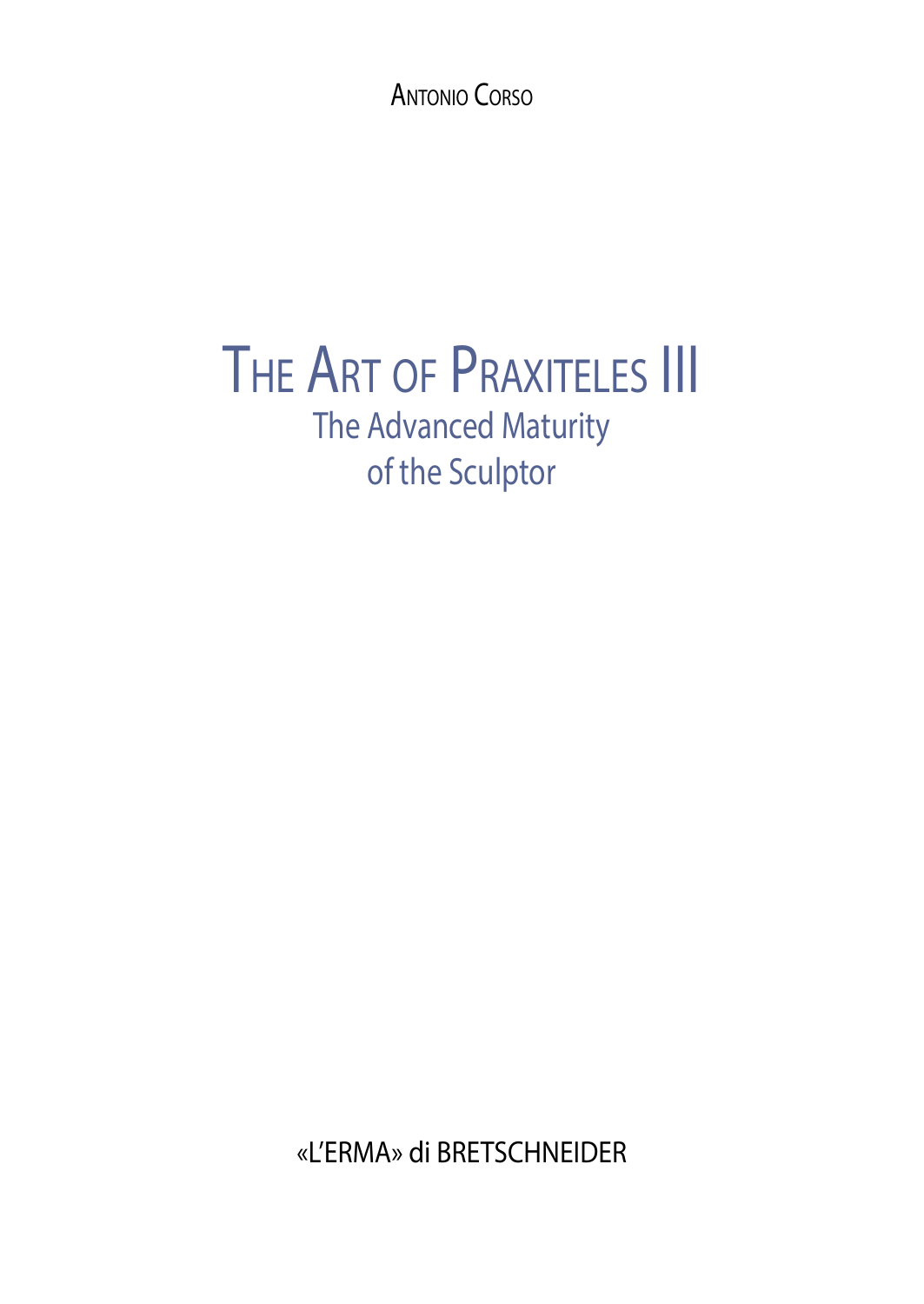Antonio Corso

# The Art of Praxiteles III

## The Advanced Maturity of the Sculptor

«L'ERMA» di BRETSCHNEIDER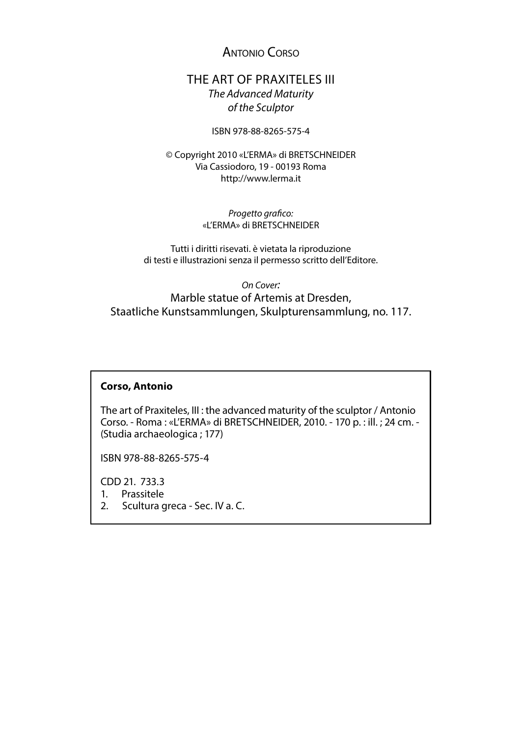Antonio Corso

# THE ART OF PRAXITELES III

*The Advanced Maturity of the Sculptor*

ISBN 978-88-8265-575-4

© Copyright 2010 «L'ERMA» di BRETSCHNEIDER
Via Cassiodoro, 19 - 00193 Roma
http://www.lerma.it

*Progetto grafico:*
«L'ERMA» di BRETSCHNEIDER

Tutti i diritti risevati. è vietata la riproduzione di testi e illustrazioni senza il permesso scritto dell'Editore.

*On Cover:*
Marble statue of Artemis at Dresden, Staatliche Kunstsammlungen, Skulpturensammlung, no. 117.

**Corso, Antonio**

The art of Praxiteles, III : the advanced maturity of the sculptor / Antonio Corso. - Roma : «L'ERMA» di BRETSCHNEIDER, 2010. - 170 p. : ill. ; 24 cm. - (Studia archaeologica ; 177)

ISBN 978-88-8265-575-4

CDD 21. 733.3
1. Prassitele
2. Scultura greca - Sec. IV a. C.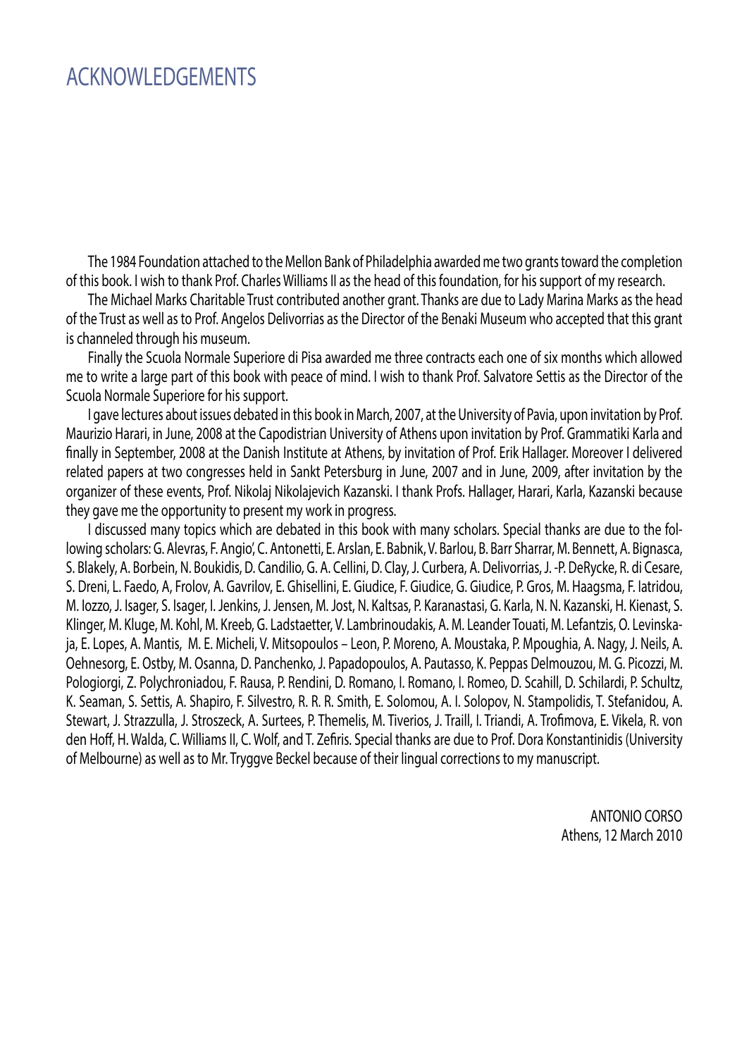# ACKNOWLEDGEMENTS

The 1984 Foundation attached to the Mellon Bank of Philadelphia awarded me two grants toward the completion of this book. I wish to thank Prof. Charles Williams II as the head of this foundation, for his support of my research.

The Michael Marks Charitable Trust contributed another grant. Thanks are due to Lady Marina Marks as the head of the Trust as well as to Prof. Angelos Delivorrias as the Director of the Benaki Museum who accepted that this grant is channeled through his museum.

Finally the Scuola Normale Superiore di Pisa awarded me three contracts each one of six months which allowed me to write a large part of this book with peace of mind. I wish to thank Prof. Salvatore Settis as the Director of the Scuola Normale Superiore for his support.

I gave lectures about issues debated in this book in March, 2007, at the University of Pavia, upon invitation by Prof. Maurizio Harari, in June, 2008 at the Capodistrian University of Athens upon invitation by Prof. Grammatiki Karla and finally in September, 2008 at the Danish Institute at Athens, by invitation of Prof. Erik Hallager. Moreover I delivered related papers at two congresses held in Sankt Petersburg in June, 2007 and in June, 2009, after invitation by the organizer of these events, Prof. Nikolaj Nikolajevich Kazanski. I thank Profs. Hallager, Harari, Karla, Kazanski because they gave me the opportunity to present my work in progress.

I discussed many topics which are debated in this book with many scholars. Special thanks are due to the following scholars: G. Alevras, F. Angio', C. Antonetti, E. Arslan, E. Babnik, V. Barlou, B. Barr Sharrar, M. Bennett, A. Bignasca, S. Blakely, A. Borbein, N. Boukidis, D. Candilio, G. A. Cellini, D. Clay, J. Curbera, A. Delivorrias, J. -P. DeRycke, R. di Cesare, S. Dreni, L. Faedo, A, Frolov, A. Gavrilov, E. Ghisellini, E. Giudice, F. Giudice, G. Giudice, P. Gros, M. Haagsma, F. Iatridou, M. Iozzo, J. Isager, S. Isager, I. Jenkins, J. Jensen, M. Jost, N. Kaltsas, P. Karanastasi, G. Karla, N. N. Kazanski, H. Kienast, S. Klinger, M. Kluge, M. Kohl, M. Kreeb, G. Ladstaetter, V. Lambrinoudakis, A. M. Leander Touati, M. Lefantzis, O. Levinskaja, E. Lopes, A. Mantis, M. E. Micheli, V. Mitsopoulos – Leon, P. Moreno, A. Moustaka, P. Mpoughia, A. Nagy, J. Neils, A. Oehnesorg, E. Ostby, M. Osanna, D. Panchenko, J. Papadopoulos, A. Pautasso, K. Peppas Delmouzou, M. G. Picozzi, M. Pologiorgi, Z. Polychroniadou, F. Rausa, P. Rendini, D. Romano, I. Romano, I. Romeo, D. Scahill, D. Schilardi, P. Schultz, K. Seaman, S. Settis, A. Shapiro, F. Silvestro, R. R. R. Smith, E. Solomou, A. I. Solopov, N. Stampolidis, T. Stefanidou, A. Stewart, J. Strazzulla, J. Stroszeck, A. Surtees, P. Themelis, M. Tiverios, J. Traill, I. Triandi, A. Trofimova, E. Vikela, R. von den Hoff, H. Walda, C. Williams II, C. Wolf, and T. Zefiris. Special thanks are due to Prof. Dora Konstantinidis (University of Melbourne) as well as to Mr. Tryggve Beckel because of their lingual corrections to my manuscript.

ANTONIO CORSO  
Athens, 12 March 2010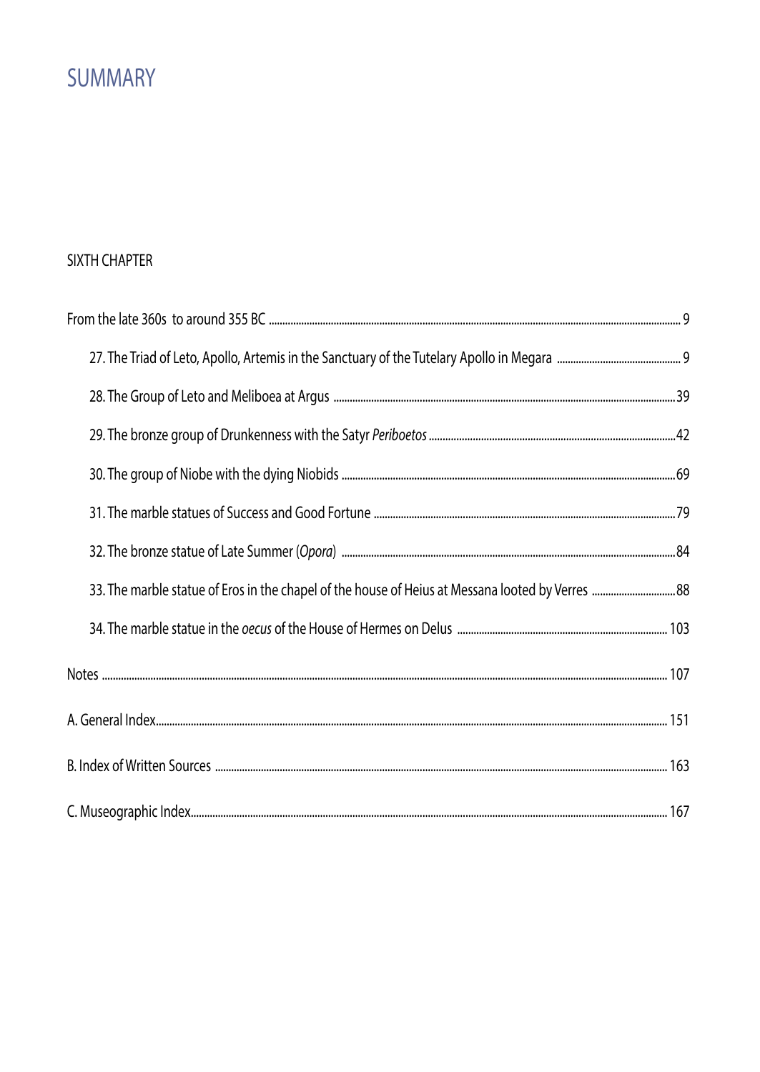# SUMMARY

## SIXTH CHAPTER

From the late 360s to around 355 BC ........................................................................ 9

- 27. The Triad of Leto, Apollo, Artemis in the Sanctuary of the Tutelary Apollo in Megara ........................ 9
- 28. The Group of Leto and Meliboea at Argus ........................................................ 39
- 29. The bronze group of Drunkenness with the Satyr *Periboetos* ........................................ 42
- 30. The group of Niobe with the dying Niobids ........................................................ 69
- 31. The marble statues of Success and Good Fortune ................................................ 79
- 32. The bronze statue of Late Summer (*Opora*) ........................................................ 84
- 33. The marble statue of Eros in the chapel of the house of Heius at Messana looted by Verres ........ 88
- 34. The marble statue in the *oecus* of the House of Hermes on Delus ................................ 103

Notes ........................................................................................ 107

A. General Index ................................................................................ 151

B. Index of Written Sources ...................................................................... 163

C. Museographic Index ........................................................................... 167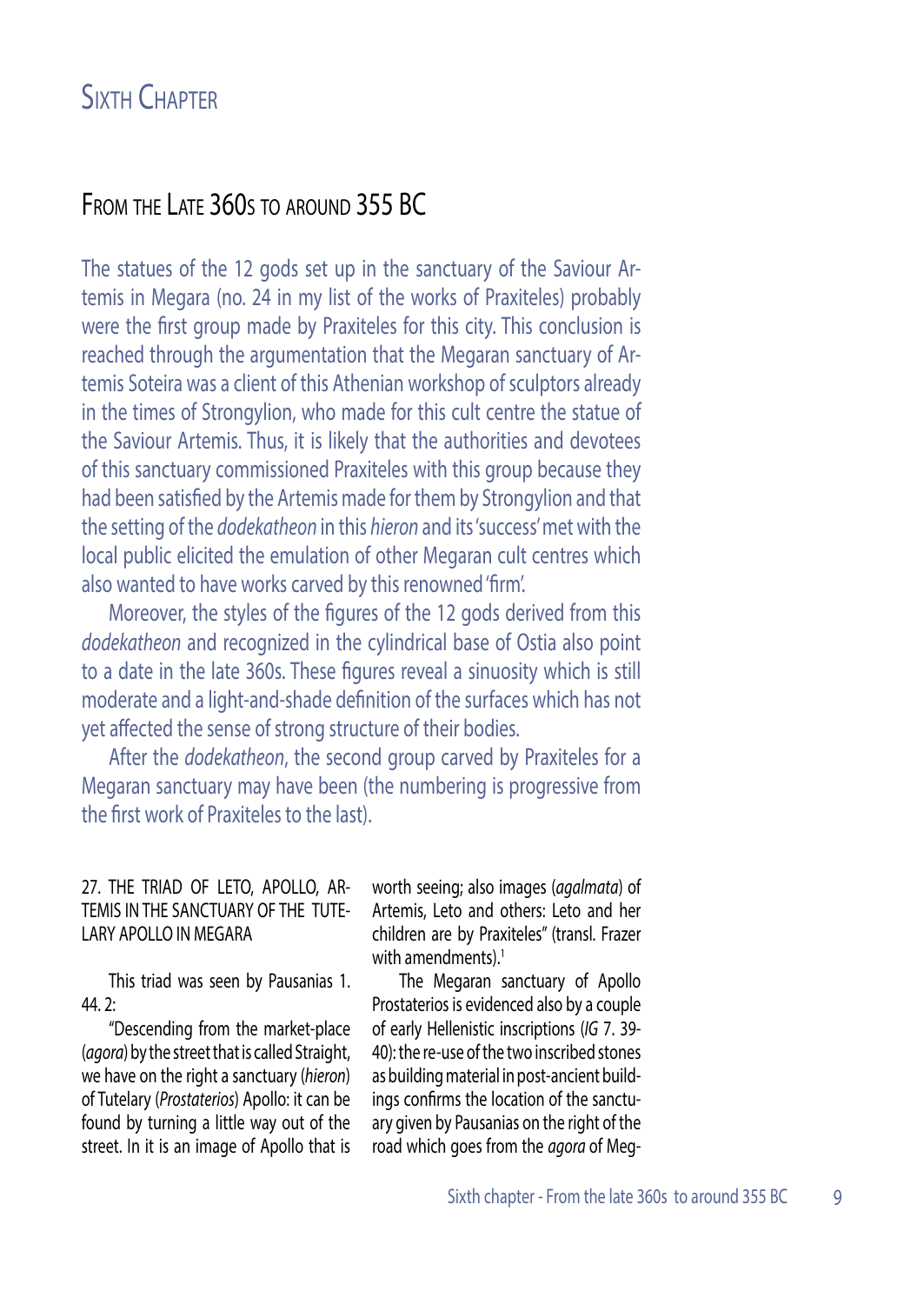# Sixth Chapter

## From the Late 360s to around 355 BC

The statues of the 12 gods set up in the sanctuary of the Saviour Artemis in Megara (no. 24 in my list of the works of Praxiteles) probably were the first group made by Praxiteles for this city. This conclusion is reached through the argumentation that the Megaran sanctuary of Artemis Soteira was a client of this Athenian workshop of sculptors already in the times of Strongylion, who made for this cult centre the statue of the Saviour Artemis. Thus, it is likely that the authorities and devotees of this sanctuary commissioned Praxiteles with this group because they had been satisfied by the Artemis made for them by Strongylion and that the setting of the *dodekatheon* in this *hieron* and its 'success' met with the local public elicited the emulation of other Megaran cult centres which also wanted to have works carved by this renowned 'firm'.

Moreover, the styles of the figures of the 12 gods derived from this *dodekatheon* and recognized in the cylindrical base of Ostia also point to a date in the late 360s. These figures reveal a sinuosity which is still moderate and a light-and-shade definition of the surfaces which has not yet affected the sense of strong structure of their bodies.

After the *dodekatheon*, the second group carved by Praxiteles for a Megaran sanctuary may have been (the numbering is progressive from the first work of Praxiteles to the last).

### 27. The triad of Leto, Apollo, Artemis in the sanctuary of the Tutelary Apollo in Megara

This triad was seen by Pausanias 1. 44. 2:

"Descending from the market-place (*agora*) by the street that is called Straight, we have on the right a sanctuary (*hieron*) of Tutelary (*Prostaterios*) Apollo: it can be found by turning a little way out of the street. In it is an image of Apollo that is worth seeing; also images (*agalmata*) of Artemis, Leto and others: Leto and her children are by Praxiteles" (transl. Frazer with amendments).[1]

The Megaran sanctuary of Apollo Prostaterios is evidenced also by a couple of early Hellenistic inscriptions (*IG* 7. 39-40): the re-use of the two inscribed stones as building material in post-ancient buildings confirms the location of the sanctuary given by Pausanias on the right of the road which goes from the *agora* of Meg-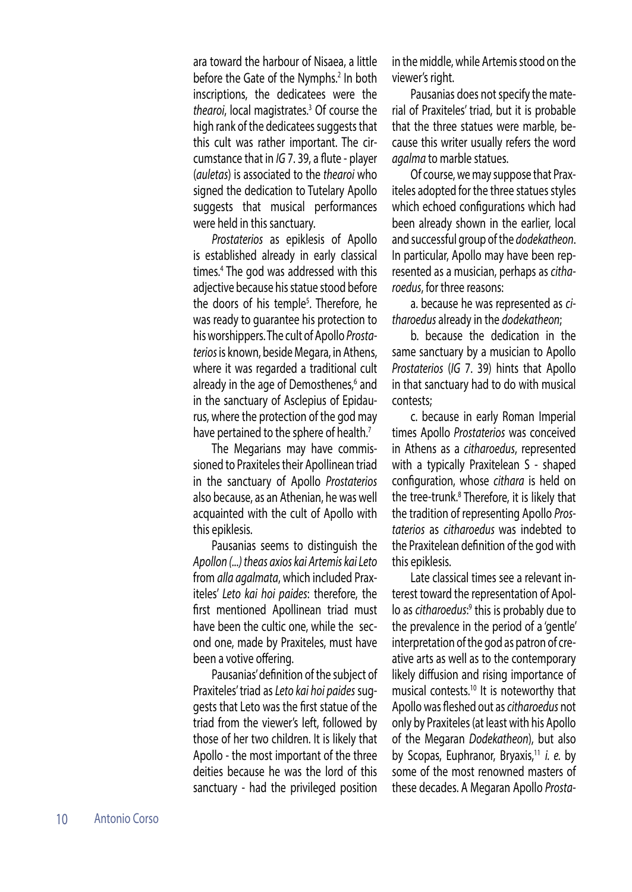ara toward the harbour of Nisaea, a little before the Gate of the Nymphs.[2] In both inscriptions, the dedicatees were the *thearoi*, local magistrates.[3] Of course the high rank of the dedicatees suggests that this cult was rather important. The circumstance that in *IG* 7. 39, a flute - player (*auletas*) is associated to the *thearoi* who signed the dedication to Tutelary Apollo suggests that musical performances were held in this sanctuary.

*Prostaterios* as epiklesis of Apollo is established already in early classical times.[4] The god was addressed with this adjective because his statue stood before the doors of his temple[5]. Therefore, he was ready to guarantee his protection to his worshippers. The cult of Apollo *Prostaterios* is known, beside Megara, in Athens, where it was regarded a traditional cult already in the age of Demosthenes,[6] and in the sanctuary of Asclepius of Epidaurus, where the protection of the god may have pertained to the sphere of health.[7]

The Megarians may have commissioned to Praxiteles their Apollinean triad in the sanctuary of Apollo *Prostaterios* also because, as an Athenian, he was well acquainted with the cult of Apollo with this epiklesis.

Pausanias seems to distinguish the *Apollon (...) theas axios kai Artemis kai Leto* from *alla agalmata*, which included Praxiteles' *Leto kai hoi paides*: therefore, the first mentioned Apollinean triad must have been the cultic one, while the second one, made by Praxiteles, must have been a votive offering.

Pausanias' definition of the subject of Praxiteles' triad as *Leto kai hoi paides* suggests that Leto was the first statue of the triad from the viewer's left, followed by those of her two children. It is likely that Apollo - the most important of the three deities because he was the lord of this sanctuary - had the privileged position in the middle, while Artemis stood on the viewer's right.

Pausanias does not specify the material of Praxiteles' triad, but it is probable that the three statues were marble, because this writer usually refers the word *agalma* to marble statues.

Of course, we may suppose that Praxiteles adopted for the three statues styles which echoed configurations which had been already shown in the earlier, local and successful group of the *dodekatheon*. In particular, Apollo may have been represented as a musician, perhaps as *citharoedus*, for three reasons:

a. because he was represented as *citharoedus* already in the *dodekatheon*;

b. because the dedication in the same sanctuary by a musician to Apollo *Prostaterios* (*IG* 7. 39) hints that Apollo in that sanctuary had to do with musical contests;

c. because in early Roman Imperial times Apollo *Prostaterios* was conceived in Athens as a *citharoedus*, represented with a typically Praxitelean S - shaped configuration, whose *cithara* is held on the tree-trunk.[8] Therefore, it is likely that the tradition of representing Apollo *Prostaterios* as *citharoedus* was indebted to the Praxitelean definition of the god with this epiklesis.

Late classical times see a relevant interest toward the representation of Apollo as *citharoedus*:[9] this is probably due to the prevalence in the period of a 'gentle' interpretation of the god as patron of creative arts as well as to the contemporary likely diffusion and rising importance of musical contests.[10] It is noteworthy that Apollo was fleshed out as *citharoedus* not only by Praxiteles (at least with his Apollo of the Megaran *Dodekatheon*), but also by Scopas, Euphranor, Bryaxis,[11] *i. e.* by some of the most renowned masters of these decades. A Megaran Apollo *Prosta-*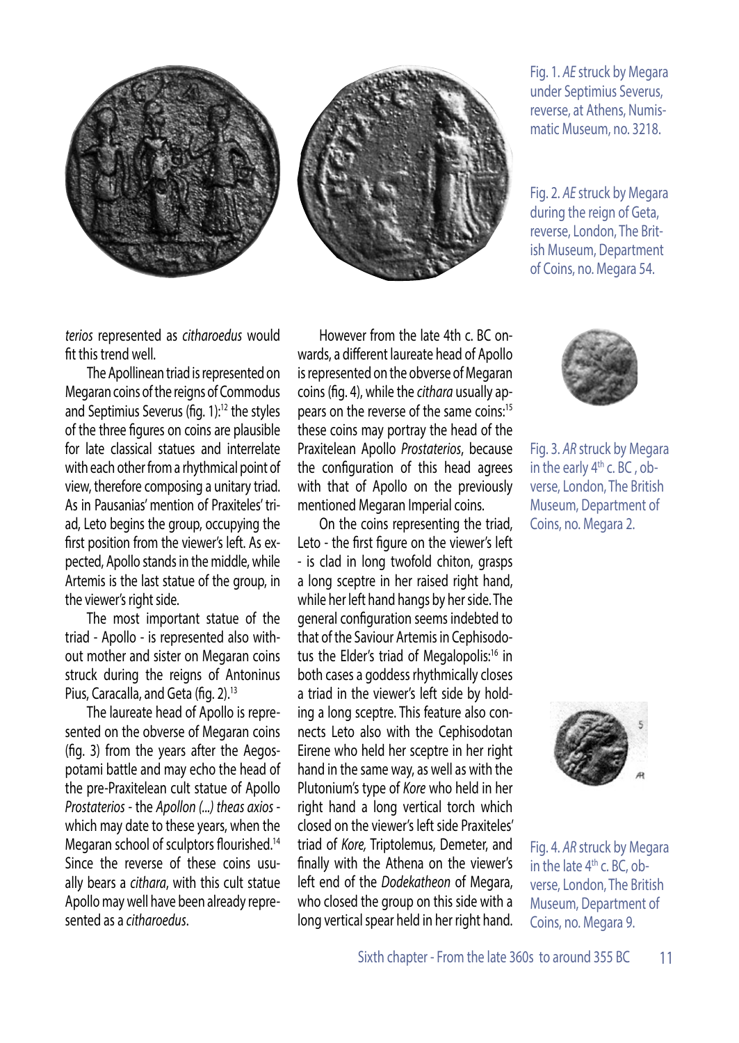Fig. 1. *AE* struck by Megara under Septimius Severus, reverse, at Athens, Numismatic Museum, no. 3218.

Fig. 2. *AE* struck by Megara during the reign of Geta, reverse, London, The British Museum, Department of Coins, no. Megara 54.

*terios* represented as *citharoedus* would fit this trend well.

The Apollinean triad is represented on Megaran coins of the reigns of Commodus and Septimius Severus (fig. 1):[12] the styles of the three figures on coins are plausible for late classical statues and interrelate with each other from a rhythmical point of view, therefore composing a unitary triad. As in Pausanias' mention of Praxiteles' triad, Leto begins the group, occupying the first position from the viewer's left. As expected, Apollo stands in the middle, while Artemis is the last statue of the group, in the viewer's right side.

The most important statue of the triad - Apollo - is represented also without mother and sister on Megaran coins struck during the reigns of Antoninus Pius, Caracalla, and Geta (fig. 2).[13]

The laureate head of Apollo is represented on the obverse of Megaran coins (fig. 3) from the years after the Aegospotami battle and may echo the head of the pre-Praxitelean cult statue of Apollo *Prostaterios* - the *Apollon (...) theas axios* - which may date to these years, when the Megaran school of sculptors flourished.[14] Since the reverse of these coins usually bears a *cithara*, with this cult statue Apollo may well have been already represented as a *citharoedus*.

However from the late 4th c. BC onwards, a different laureate head of Apollo is represented on the obverse of Megaran coins (fig. 4), while the *cithara* usually appears on the reverse of the same coins:[15] these coins may portray the head of the Praxitelean Apollo *Prostaterios*, because the configuration of this head agrees with that of Apollo on the previously mentioned Megaran Imperial coins.

On the coins representing the triad, Leto - the first figure on the viewer's left - is clad in long twofold chiton, grasps a long sceptre in her raised right hand, while her left hand hangs by her side. The general configuration seems indebted to that of the Saviour Artemis in Cephisodotus the Elder's triad of Megalopolis:[16] in both cases a goddess rhythmically closes a triad in the viewer's left side by holding a long sceptre. This feature also connects Leto also with the Cephisodotan Eirene who held her sceptre in her right hand in the same way, as well as with the Plutonium's type of *Kore* who held in her right hand a long vertical torch which closed on the viewer's left side Praxiteles' triad of *Kore,* Triptolemus, Demeter, and finally with the Athena on the viewer's left end of the *Dodekatheon* of Megara, who closed the group on this side with a long vertical spear held in her right hand.

Fig. 3. *AR* struck by Megara in the early 4th c. BC, obverse, London, The British Museum, Department of Coins, no. Megara 2.

Fig. 4. *AR* struck by Megara in the late 4th c. BC, obverse, London, The British Museum, Department of Coins, no. Megara 9.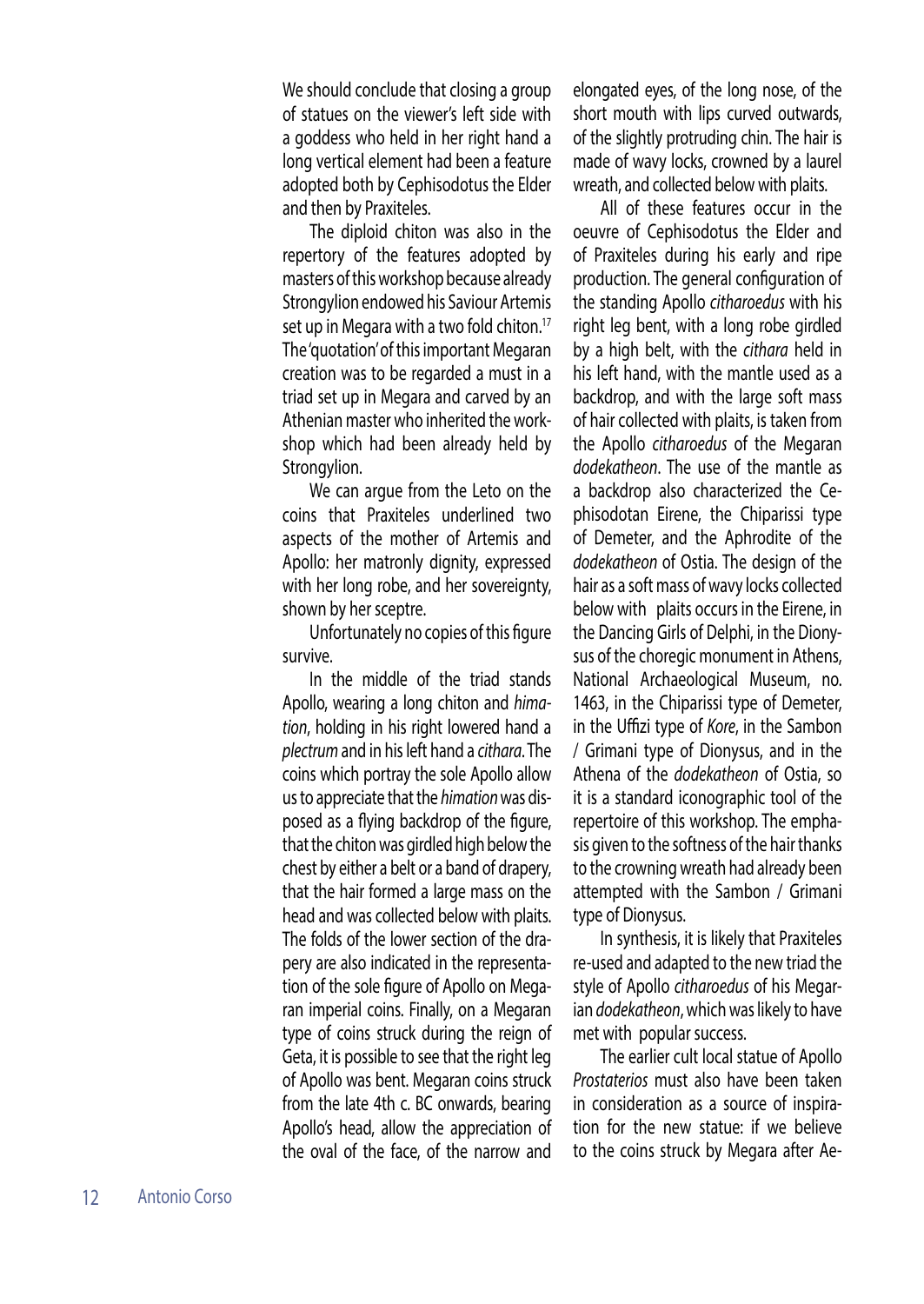We should conclude that closing a group of statues on the viewer's left side with a goddess who held in her right hand a long vertical element had been a feature adopted both by Cephisodotus the Elder and then by Praxiteles.

The diploid chiton was also in the repertory of the features adopted by masters of this workshop because already Strongylion endowed his Saviour Artemis set up in Megara with a two fold chiton.[17] The 'quotation' of this important Megaran creation was to be regarded a must in a triad set up in Megara and carved by an Athenian master who inherited the workshop which had been already held by Strongylion.

We can argue from the Leto on the coins that Praxiteles underlined two aspects of the mother of Artemis and Apollo: her matronly dignity, expressed with her long robe, and her sovereignty, shown by her sceptre.

Unfortunately no copies of this figure survive.

In the middle of the triad stands Apollo, wearing a long chiton and *himation*, holding in his right lowered hand a *plectrum* and in his left hand a *cithara*. The coins which portray the sole Apollo allow us to appreciate that the *himation* was disposed as a flying backdrop of the figure, that the chiton was girdled high below the chest by either a belt or a band of drapery, that the hair formed a large mass on the head and was collected below with plaits. The folds of the lower section of the drapery are also indicated in the representation of the sole figure of Apollo on Megaran imperial coins. Finally, on a Megaran type of coins struck during the reign of Geta, it is possible to see that the right leg of Apollo was bent. Megaran coins struck from the late 4th c. BC onwards, bearing Apollo's head, allow the appreciation of the oval of the face, of the narrow and elongated eyes, of the long nose, of the short mouth with lips curved outwards, of the slightly protruding chin. The hair is made of wavy locks, crowned by a laurel wreath, and collected below with plaits.

All of these features occur in the oeuvre of Cephisodotus the Elder and of Praxiteles during his early and ripe production. The general configuration of the standing Apollo *citharoedus* with his right leg bent, with a long robe girdled by a high belt, with the *cithara* held in his left hand, with the mantle used as a backdrop, and with the large soft mass of hair collected with plaits, is taken from the Apollo *citharoedus* of the Megaran *dodekatheon*. The use of the mantle as a backdrop also characterized the Cephisodotan Eirene, the Chiparissi type of Demeter, and the Aphrodite of the *dodekatheon* of Ostia. The design of the hair as a soft mass of wavy locks collected below with plaits occurs in the Eirene, in the Dancing Girls of Delphi, in the Dionysus of the choregic monument in Athens, National Archaeological Museum, no. 1463, in the Chiparissi type of Demeter, in the Uffizi type of *Kore*, in the Sambon / Grimani type of Dionysus, and in the Athena of the *dodekatheon* of Ostia, so it is a standard iconographic tool of the repertoire of this workshop. The emphasis given to the softness of the hair thanks to the crowning wreath had already been attempted with the Sambon / Grimani type of Dionysus.

In synthesis, it is likely that Praxiteles re-used and adapted to the new triad the style of Apollo *citharoedus* of his Megarian *dodekatheon*, which was likely to have met with popular success.

The earlier cult local statue of Apollo *Prostaterios* must also have been taken in consideration as a source of inspiration for the new statue: if we believe to the coins struck by Megara after Ae-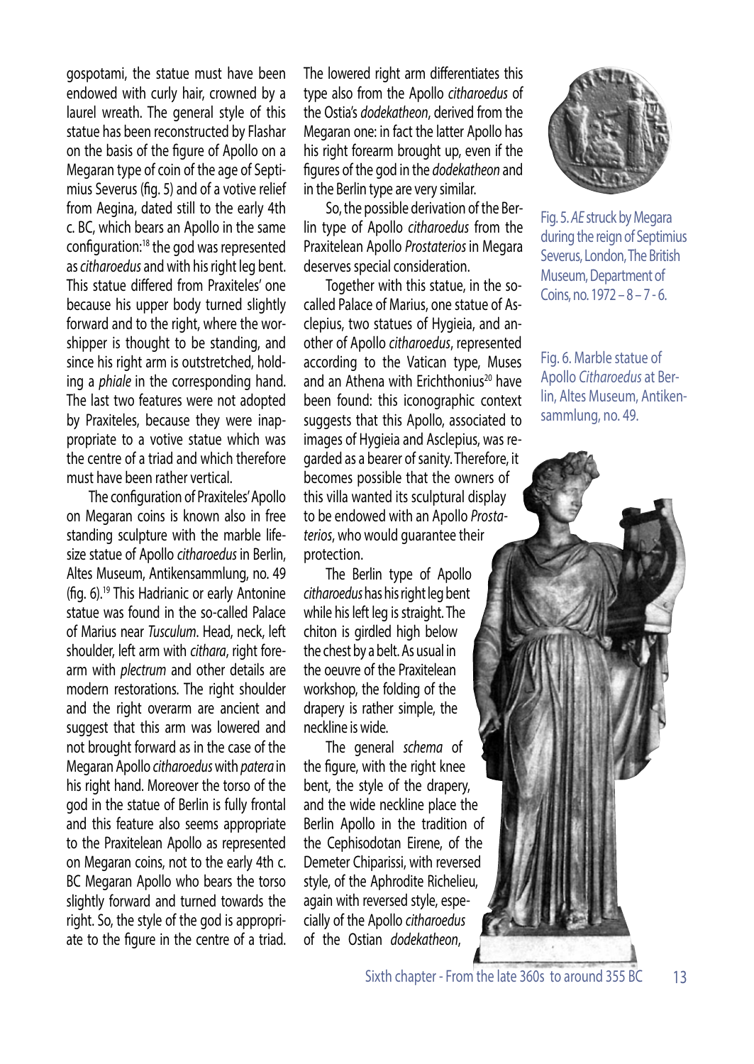gospotami, the statue must have been endowed with curly hair, crowned by a laurel wreath. The general style of this statue has been reconstructed by Flashar on the basis of the figure of Apollo on a Megaran type of coin of the age of Septimius Severus (fig. 5) and of a votive relief from Aegina, dated still to the early 4th c. BC, which bears an Apollo in the same configuration:[18] the god was represented as *citharoedus* and with his right leg bent. This statue differed from Praxiteles' one because his upper body turned slightly forward and to the right, where the worshipper is thought to be standing, and since his right arm is outstretched, holding a *phiale* in the corresponding hand. The last two features were not adopted by Praxiteles, because they were inappropriate to a votive statue which was the centre of a triad and which therefore must have been rather vertical.

The configuration of Praxiteles' Apollo on Megaran coins is known also in free standing sculpture with the marble life-size statue of Apollo *citharoedus* in Berlin, Altes Museum, Antikensammlung, no. 49 (fig. 6).[19] This Hadrianic or early Antonine statue was found in the so-called Palace of Marius near *Tusculum*. Head, neck, left shoulder, left arm with *cithara*, right forearm with *plectrum* and other details are modern restorations. The right shoulder and the right overarm are ancient and suggest that this arm was lowered and not brought forward as in the case of the Megaran Apollo *citharoedus* with *patera* in his right hand. Moreover the torso of the god in the statue of Berlin is fully frontal and this feature also seems appropriate to the Praxitelean Apollo as represented on Megaran coins, not to the early 4th c. BC Megaran Apollo who bears the torso slightly forward and turned towards the right. So, the style of the god is appropriate to the figure in the centre of a triad. The lowered right arm differentiates this type also from the Apollo *citharoedus* of the Ostia's *dodekatheon*, derived from the Megaran one: in fact the latter Apollo has his right forearm brought up, even if the figures of the god in the *dodekatheon* and in the Berlin type are very similar.

So, the possible derivation of the Berlin type of Apollo *citharoedus* from the Praxitelean Apollo *Prostaterios* in Megara deserves special consideration.

Together with this statue, in the so-called Palace of Marius, one statue of Asclepius, two statues of Hygieia, and another of Apollo *citharoedus*, represented according to the Vatican type, Muses and an Athena with Erichthonius[20] have been found: this iconographic context suggests that this Apollo, associated to images of Hygieia and Asclepius, was regarded as a bearer of sanity. Therefore, it becomes possible that the owners of this villa wanted its sculptural display to be endowed with an Apollo *Prostaterios*, who would guarantee their protection.

The Berlin type of Apollo *citharoedus* has his right leg bent while his left leg is straight. The chiton is girdled high below the chest by a belt. As usual in the oeuvre of the Praxitelean workshop, the folding of the drapery is rather simple, the neckline is wide.

The general *schema* of the figure, with the right knee bent, the style of the drapery, and the wide neckline place the Berlin Apollo in the tradition of the Cephisodotan Eirene, of the Demeter Chiparissi, with reversed style, of the Aphrodite Richelieu, again with reversed style, especially of the Apollo *citharoedus* of the Ostian *dodekatheon*,

Fig. 5. *AE* struck by Megara during the reign of Septimius Severus, London, The British Museum, Department of Coins, no. 1972 – 8 – 7 - 6.

Fig. 6. Marble statue of Apollo *Citharoedus* at Berlin, Altes Museum, Antikensammlung, no. 49.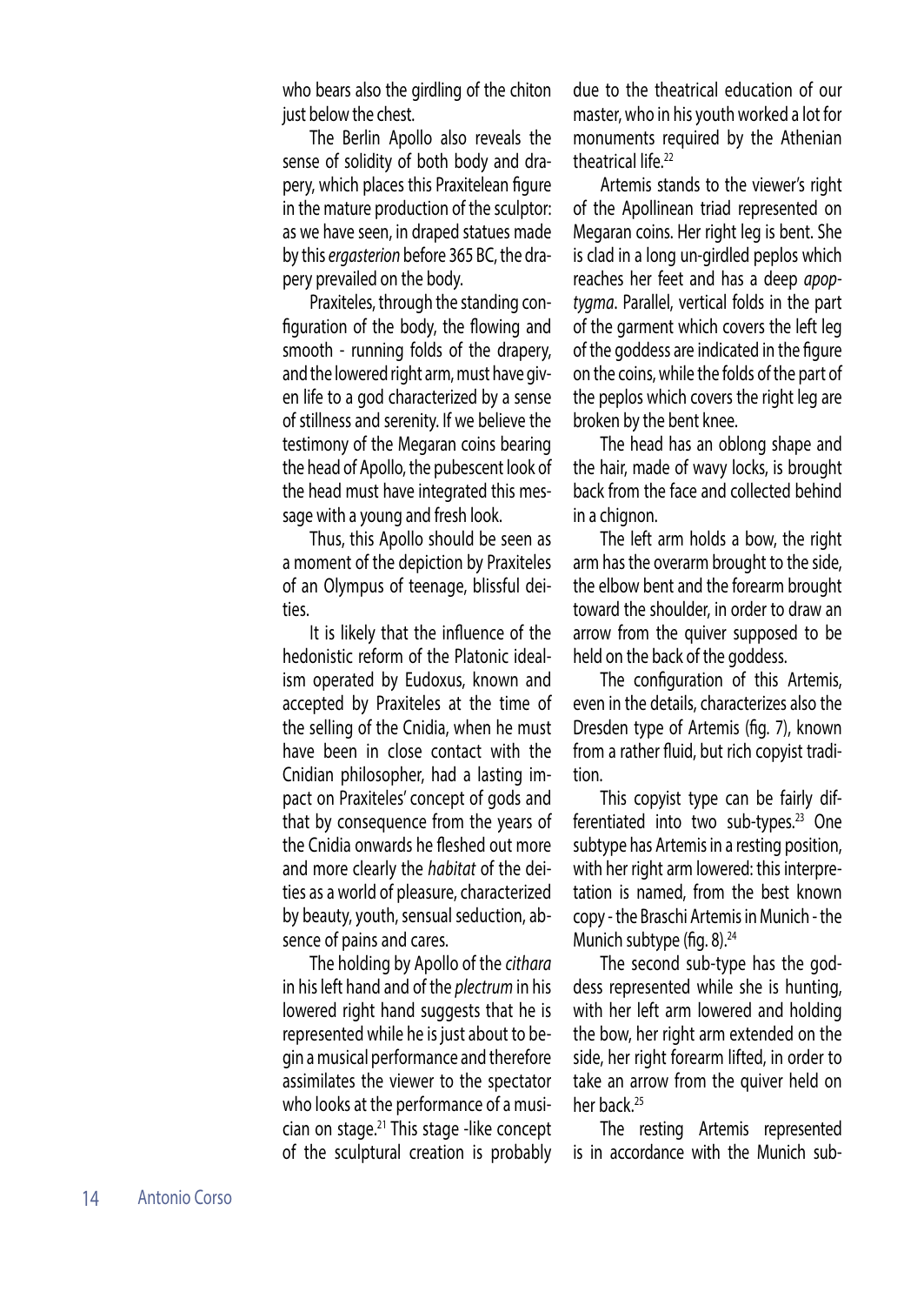who bears also the girdling of the chiton just below the chest.

The Berlin Apollo also reveals the sense of solidity of both body and drapery, which places this Praxitelean figure in the mature production of the sculptor: as we have seen, in draped statues made by this *ergasterion* before 365 BC, the drapery prevailed on the body.

Praxiteles, through the standing configuration of the body, the flowing and smooth - running folds of the drapery, and the lowered right arm, must have given life to a god characterized by a sense of stillness and serenity. If we believe the testimony of the Megaran coins bearing the head of Apollo, the pubescent look of the head must have integrated this message with a young and fresh look.

Thus, this Apollo should be seen as a moment of the depiction by Praxiteles of an Olympus of teenage, blissful deities.

It is likely that the influence of the hedonistic reform of the Platonic idealism operated by Eudoxus, known and accepted by Praxiteles at the time of the selling of the Cnidia, when he must have been in close contact with the Cnidian philosopher, had a lasting impact on Praxiteles' concept of gods and that by consequence from the years of the Cnidia onwards he fleshed out more and more clearly the *habitat* of the deities as a world of pleasure, characterized by beauty, youth, sensual seduction, absence of pains and cares.

The holding by Apollo of the *cithara* in his left hand and of the *plectrum* in his lowered right hand suggests that he is represented while he is just about to begin a musical performance and therefore assimilates the viewer to the spectator who looks at the performance of a musician on stage.[21] This stage -like concept of the sculptural creation is probably due to the theatrical education of our master, who in his youth worked a lot for monuments required by the Athenian theatrical life.[22]

Artemis stands to the viewer's right of the Apollinean triad represented on Megaran coins. Her right leg is bent. She is clad in a long un-girdled peplos which reaches her feet and has a deep *apoptygma*. Parallel, vertical folds in the part of the garment which covers the left leg of the goddess are indicated in the figure on the coins, while the folds of the part of the peplos which covers the right leg are broken by the bent knee.

The head has an oblong shape and the hair, made of wavy locks, is brought back from the face and collected behind in a chignon.

The left arm holds a bow, the right arm has the overarm brought to the side, the elbow bent and the forearm brought toward the shoulder, in order to draw an arrow from the quiver supposed to be held on the back of the goddess.

The configuration of this Artemis, even in the details, characterizes also the Dresden type of Artemis (fig. 7), known from a rather fluid, but rich copyist tradition.

This copyist type can be fairly differentiated into two sub-types.[23] One subtype has Artemis in a resting position, with her right arm lowered: this interpretation is named, from the best known copy - the Braschi Artemis in Munich - the Munich subtype (fig. 8).[24]

The second sub-type has the goddess represented while she is hunting, with her left arm lowered and holding the bow, her right arm extended on the side, her right forearm lifted, in order to take an arrow from the quiver held on her back.[25]

The resting Artemis represented is in accordance with the Munich sub-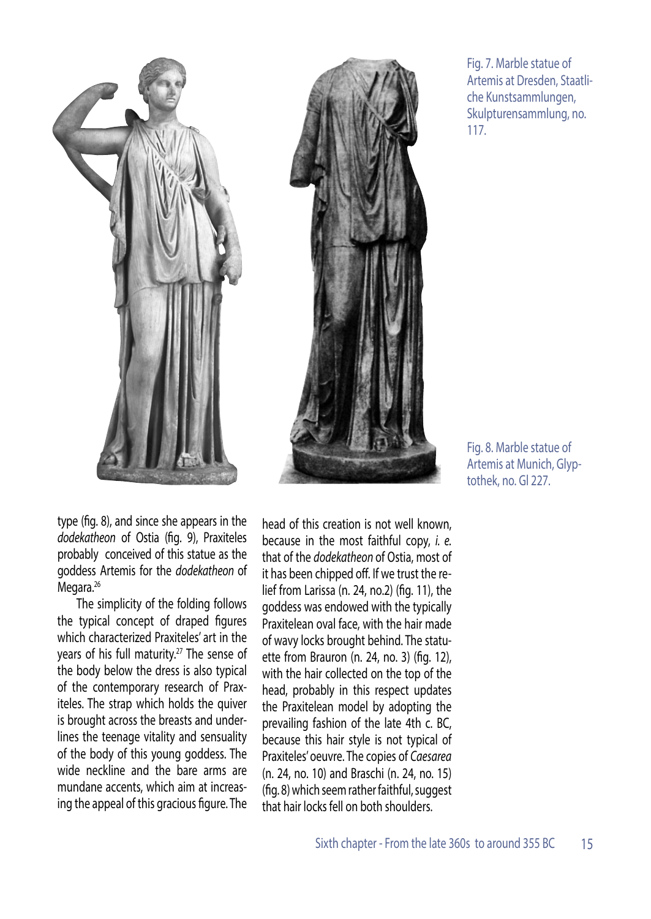Fig. 7. Marble statue of Artemis at Dresden, Staatliche Kunstsammlungen, Skulpturensammlung, no. 117.

Fig. 8. Marble statue of Artemis at Munich, Glyptothek, no. Gl 227.

type (fig. 8), and since she appears in the *dodekatheon* of Ostia (fig. 9), Praxiteles probably conceived of this statue as the goddess Artemis for the *dodekatheon* of Megara.[26]

The simplicity of the folding follows the typical concept of draped figures which characterized Praxiteles' art in the years of his full maturity.[27] The sense of the body below the dress is also typical of the contemporary research of Praxiteles. The strap which holds the quiver is brought across the breasts and underlines the teenage vitality and sensuality of the body of this young goddess. The wide neckline and the bare arms are mundane accents, which aim at increasing the appeal of this gracious figure. The head of this creation is not well known, because in the most faithful copy, *i. e.* that of the *dodekatheon* of Ostia, most of it has been chipped off. If we trust the relief from Larissa (n. 24, no.2) (fig. 11), the goddess was endowed with the typically Praxitelean oval face, with the hair made of wavy locks brought behind. The statuette from Brauron (n. 24, no. 3) (fig. 12), with the hair collected on the top of the head, probably in this respect updates the Praxitelean model by adopting the prevailing fashion of the late 4th c. BC, because this hair style is not typical of Praxiteles' oeuvre. The copies of *Caesarea* (n. 24, no. 10) and Braschi (n. 24, no. 15) (fig. 8) which seem rather faithful, suggest that hair locks fell on both shoulders.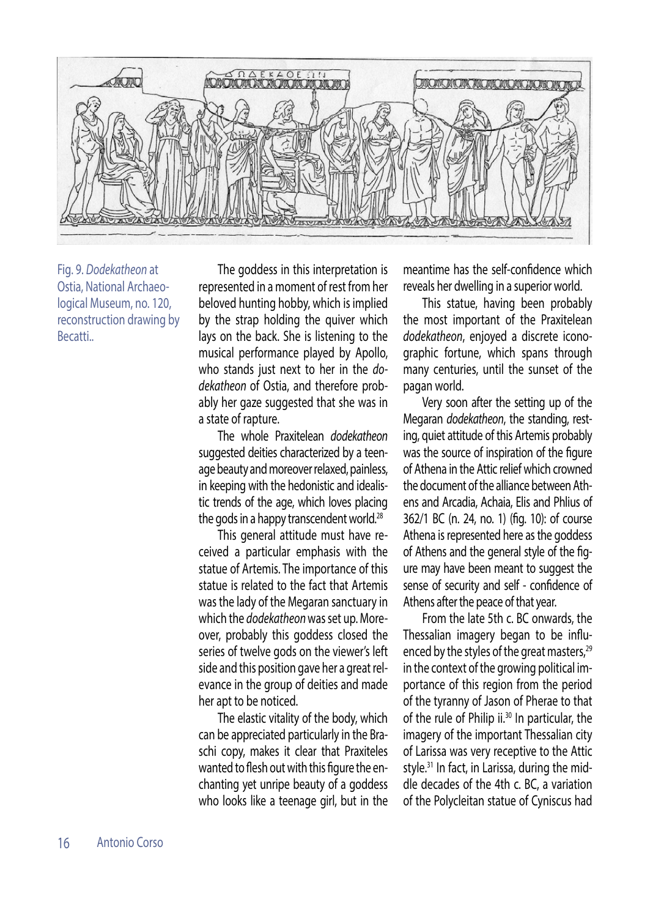Fig. 9. *Dodekatheon* at Ostia, National Archaeological Museum, no. 120, reconstruction drawing by Becatti..

The goddess in this interpretation is represented in a moment of rest from her beloved hunting hobby, which is implied by the strap holding the quiver which lays on the back. She is listening to the musical performance played by Apollo, who stands just next to her in the *dodekatheon* of Ostia, and therefore probably her gaze suggested that she was in a state of rapture.

The whole Praxitelean *dodekatheon* suggested deities characterized by a teenage beauty and moreover relaxed, painless, in keeping with the hedonistic and idealistic trends of the age, which loves placing the gods in a happy transcendent world.[28]

This general attitude must have received a particular emphasis with the statue of Artemis. The importance of this statue is related to the fact that Artemis was the lady of the Megaran sanctuary in which the *dodekatheon* was set up. Moreover, probably this goddess closed the series of twelve gods on the viewer's left side and this position gave her a great relevance in the group of deities and made her apt to be noticed.

The elastic vitality of the body, which can be appreciated particularly in the Braschi copy, makes it clear that Praxiteles wanted to flesh out with this figure the enchanting yet unripe beauty of a goddess who looks like a teenage girl, but in the meantime has the self-confidence which reveals her dwelling in a superior world.

This statue, having been probably the most important of the Praxitelean *dodekatheon*, enjoyed a discrete iconographic fortune, which spans through many centuries, until the sunset of the pagan world.

Very soon after the setting up of the Megaran *dodekatheon*, the standing, resting, quiet attitude of this Artemis probably was the source of inspiration of the figure of Athena in the Attic relief which crowned the document of the alliance between Athens and Arcadia, Achaia, Elis and Phlius of 362/1 BC (n. 24, no. 1) (fig. 10): of course Athena is represented here as the goddess of Athens and the general style of the figure may have been meant to suggest the sense of security and self - confidence of Athens after the peace of that year.

From the late 5th c. BC onwards, the Thessalian imagery began to be influenced by the styles of the great masters,[29] in the context of the growing political importance of this region from the period of the tyranny of Jason of Pherae to that of the rule of Philip ii.[30] In particular, the imagery of the important Thessalian city of Larissa was very receptive to the Attic style.[31] In fact, in Larissa, during the middle decades of the 4th c. BC, a variation of the Polycleitan statue of Cyniscus had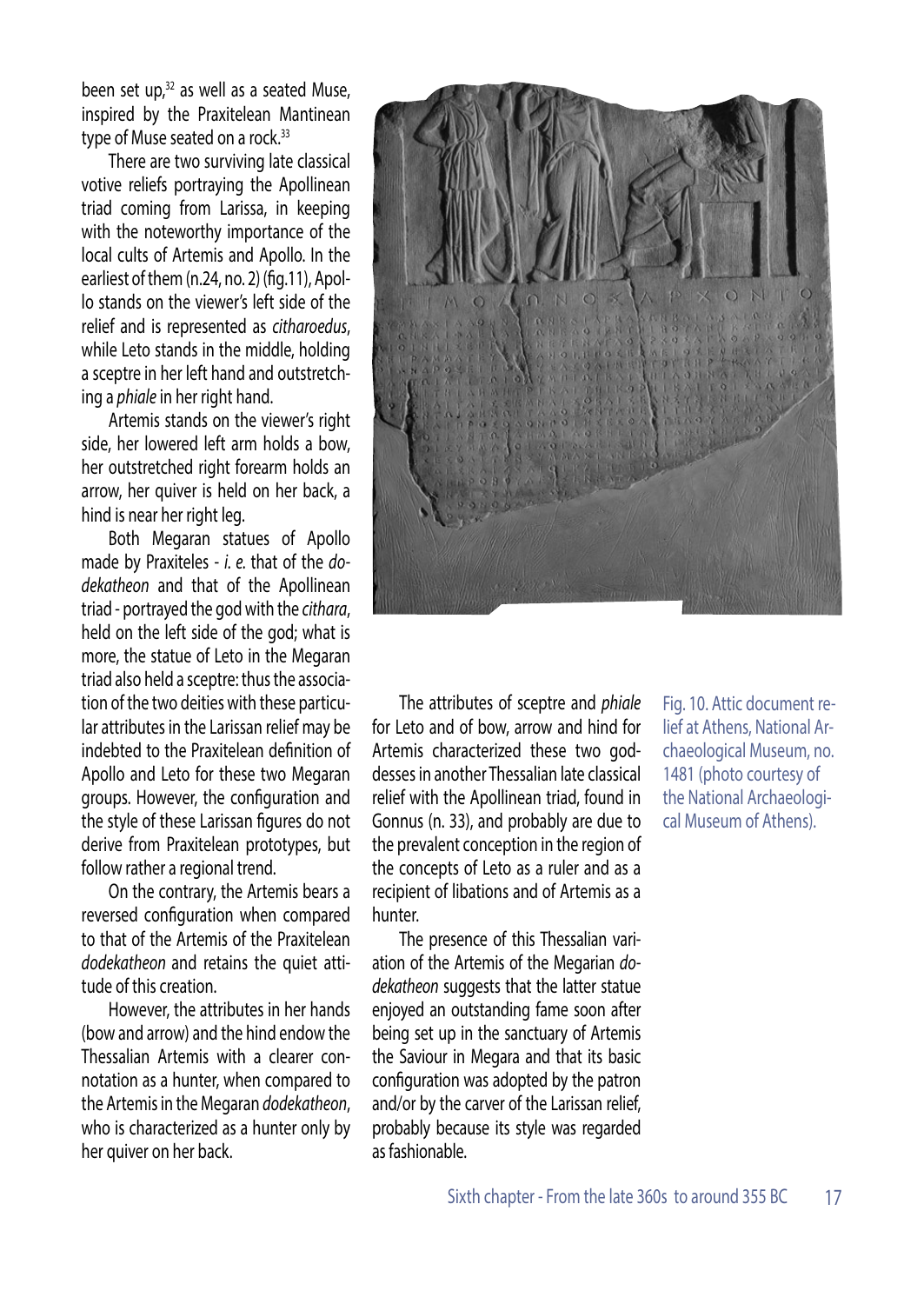been set up,[32] as well as a seated Muse, inspired by the Praxitelean Mantinean type of Muse seated on a rock.[33]

There are two surviving late classical votive reliefs portraying the Apollinean triad coming from Larissa, in keeping with the noteworthy importance of the local cults of Artemis and Apollo. In the earliest of them (n.24, no. 2) (fig.11), Apollo stands on the viewer's left side of the relief and is represented as *citharoedus*, while Leto stands in the middle, holding a sceptre in her left hand and outstretching a *phiale* in her right hand.

Artemis stands on the viewer's right side, her lowered left arm holds a bow, her outstretched right forearm holds an arrow, her quiver is held on her back, a hind is near her right leg.

Both Megaran statues of Apollo made by Praxiteles - *i. e.* that of the *dodekatheon* and that of the Apollinean triad - portrayed the god with the *cithara*, held on the left side of the god; what is more, the statue of Leto in the Megaran triad also held a sceptre: thus the association of the two deities with these particular attributes in the Larissan relief may be indebted to the Praxitelean definition of Apollo and Leto for these two Megaran groups. However, the configuration and the style of these Larissan figures do not derive from Praxitelean prototypes, but follow rather a regional trend.

On the contrary, the Artemis bears a reversed configuration when compared to that of the Artemis of the Praxitelean *dodekatheon* and retains the quiet attitude of this creation.

However, the attributes in her hands (bow and arrow) and the hind endow the Thessalian Artemis with a clearer connotation as a hunter, when compared to the Artemis in the Megaran *dodekatheon*, who is characterized as a hunter only by her quiver on her back.

Fig. 10. Attic document relief at Athens, National Archaeological Museum, no. 1481 (photo courtesy of the National Archaeological Museum of Athens).

The attributes of sceptre and *phiale* for Leto and of bow, arrow and hind for Artemis characterized these two goddesses in another Thessalian late classical relief with the Apollinean triad, found in Gonnus (n. 33), and probably are due to the prevalent conception in the region of the concepts of Leto as a ruler and as a recipient of libations and of Artemis as a hunter.

The presence of this Thessalian variation of the Artemis of the Megarian *dodekatheon* suggests that the latter statue enjoyed an outstanding fame soon after being set up in the sanctuary of Artemis the Saviour in Megara and that its basic configuration was adopted by the patron and/or by the carver of the Larissan relief, probably because its style was regarded as fashionable.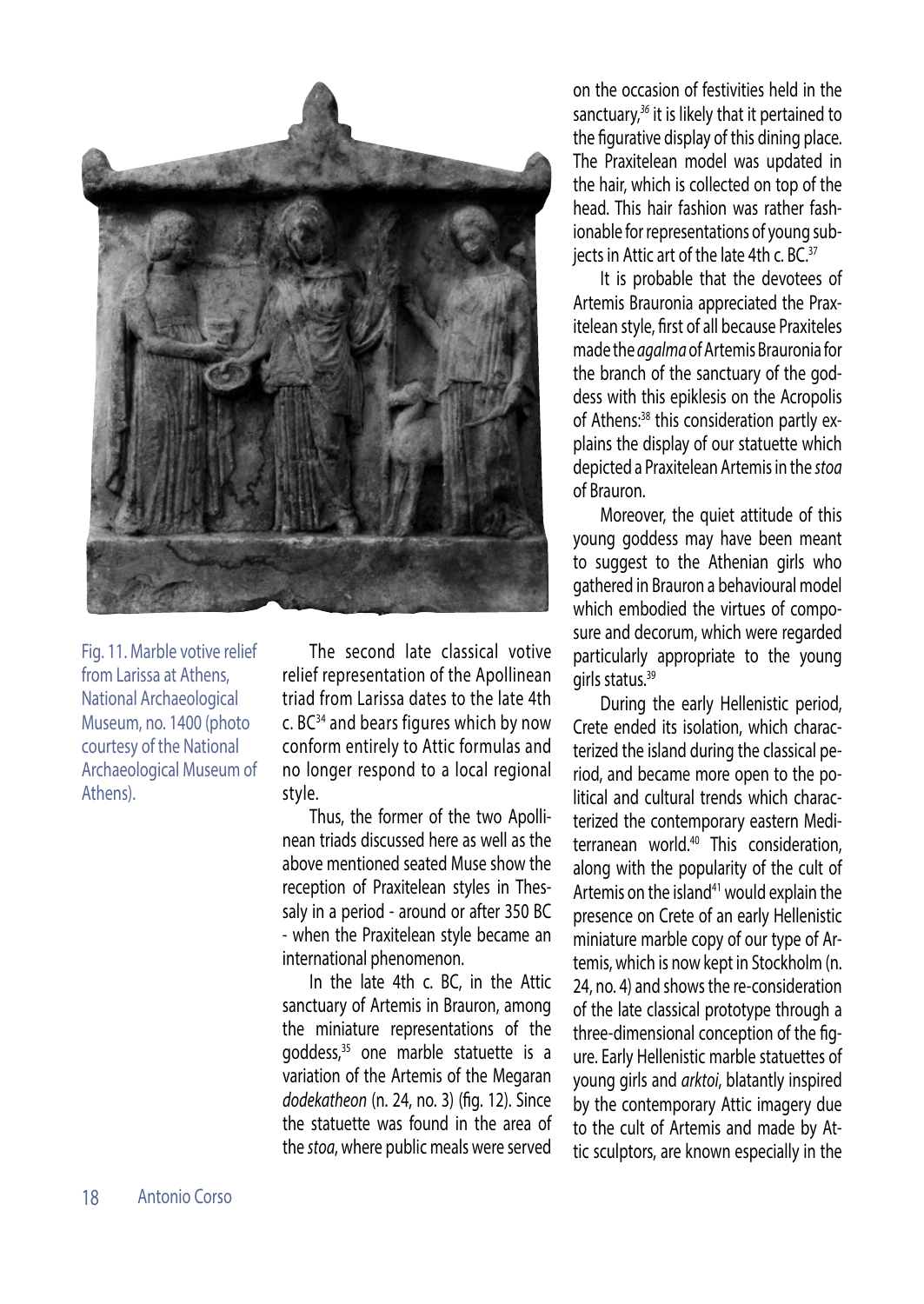Fig. 11. Marble votive relief from Larissa at Athens, National Archaeological Museum, no. 1400 (photo courtesy of the National Archaeological Museum of Athens).

The second late classical votive relief representation of the Apollinean triad from Larissa dates to the late 4th c. BC[34] and bears figures which by now conform entirely to Attic formulas and no longer respond to a local regional style.

Thus, the former of the two Apollinean triads discussed here as well as the above mentioned seated Muse show the reception of Praxitelean styles in Thessaly in a period - around or after 350 BC - when the Praxitelean style became an international phenomenon.

In the late 4th c. BC, in the Attic sanctuary of Artemis in Brauron, among the miniature representations of the goddess,[35] one marble statuette is a variation of the Artemis of the Megaran *dodekatheon* (n. 24, no. 3) (fig. 12). Since the statuette was found in the area of the *stoa*, where public meals were served on the occasion of festivities held in the sanctuary,[36] it is likely that it pertained to the figurative display of this dining place. The Praxitelean model was updated in the hair, which is collected on top of the head. This hair fashion was rather fashionable for representations of young subjects in Attic art of the late 4th c. BC.[37]

It is probable that the devotees of Artemis Brauronia appreciated the Praxitelean style, first of all because Praxiteles made the *agalma* of Artemis Brauronia for the branch of the sanctuary of the goddess with this epiklesis on the Acropolis of Athens:[38] this consideration partly explains the display of our statuette which depicted a Praxitelean Artemis in the *stoa* of Brauron.

Moreover, the quiet attitude of this young goddess may have been meant to suggest to the Athenian girls who gathered in Brauron a behavioural model which embodied the virtues of composure and decorum, which were regarded particularly appropriate to the young girls status.[39]

During the early Hellenistic period, Crete ended its isolation, which characterized the island during the classical period, and became more open to the political and cultural trends which characterized the contemporary eastern Mediterranean world.[40] This consideration, along with the popularity of the cult of Artemis on the island[41] would explain the presence on Crete of an early Hellenistic miniature marble copy of our type of Artemis, which is now kept in Stockholm (n. 24, no. 4) and shows the re-consideration of the late classical prototype through a three-dimensional conception of the figure. Early Hellenistic marble statuettes of young girls and *arktoi*, blatantly inspired by the contemporary Attic imagery due to the cult of Artemis and made by Attic sculptors, are known especially in the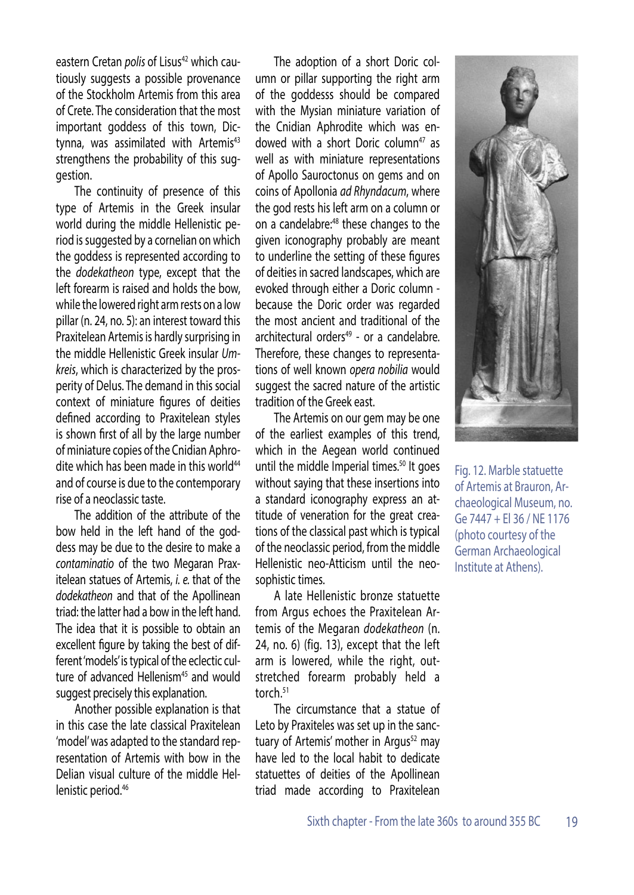eastern Cretan *polis* of Lisus[42] which cautiously suggests a possible provenance of the Stockholm Artemis from this area of Crete. The consideration that the most important goddess of this town, Dictynna, was assimilated with Artemis[43] strengthens the probability of this suggestion.

The continuity of presence of this type of Artemis in the Greek insular world during the middle Hellenistic period is suggested by a cornelian on which the goddess is represented according to the *dodekatheon* type, except that the left forearm is raised and holds the bow, while the lowered right arm rests on a low pillar (n. 24, no. 5): an interest toward this Praxitelean Artemis is hardly surprising in the middle Hellenistic Greek insular *Umkreis*, which is characterized by the prosperity of Delus. The demand in this social context of miniature figures of deities defined according to Praxitelean styles is shown first of all by the large number of miniature copies of the Cnidian Aphrodite which has been made in this world[44] and of course is due to the contemporary rise of a neoclassic taste.

The addition of the attribute of the bow held in the left hand of the goddess may be due to the desire to make a *contaminatio* of the two Megaran Praxitelean statues of Artemis, *i. e.* that of the *dodekatheon* and that of the Apollinean triad: the latter had a bow in the left hand. The idea that it is possible to obtain an excellent figure by taking the best of different 'models' is typical of the eclectic culture of advanced Hellenism[45] and would suggest precisely this explanation.

Another possible explanation is that in this case the late classical Praxitelean 'model' was adapted to the standard representation of Artemis with bow in the Delian visual culture of the middle Hellenistic period.[46]

The adoption of a short Doric column or pillar supporting the right arm of the goddesss should be compared with the Mysian miniature variation of the Cnidian Aphrodite which was endowed with a short Doric column[47] as well as with miniature representations of Apollo Sauroctonus on gems and on coins of Apollonia *ad Rhyndacum*, where the god rests his left arm on a column or on a candelabre:[48] these changes to the given iconography probably are meant to underline the setting of these figures of deities in sacred landscapes, which are evoked through either a Doric column - because the Doric order was regarded the most ancient and traditional of the architectural orders[49] - or a candelabre. Therefore, these changes to representations of well known *opera nobilia* would suggest the sacred nature of the artistic tradition of the Greek east.

The Artemis on our gem may be one of the earliest examples of this trend, which in the Aegean world continued until the middle Imperial times.[50] It goes without saying that these insertions into a standard iconography express an attitude of veneration for the great creations of the classical past which is typical of the neoclassic period, from the middle Hellenistic neo-Atticism until the neosophistic times.

A late Hellenistic bronze statuette from Argus echoes the Praxitelean Artemis of the Megaran *dodekatheon* (n. 24, no. 6) (fig. 13), except that the left arm is lowered, while the right, outstretched forearm probably held a torch.[51]

The circumstance that a statue of Leto by Praxiteles was set up in the sanctuary of Artemis' mother in Argus[52] may have led to the local habit to dedicate statuettes of deities of the Apollinean triad made according to Praxitelean

Fig. 12. Marble statuette of Artemis at Brauron, Archaeological Museum, no. Ge 7447 + El 36 / NE 1176 (photo courtesy of the German Archaeological Institute at Athens).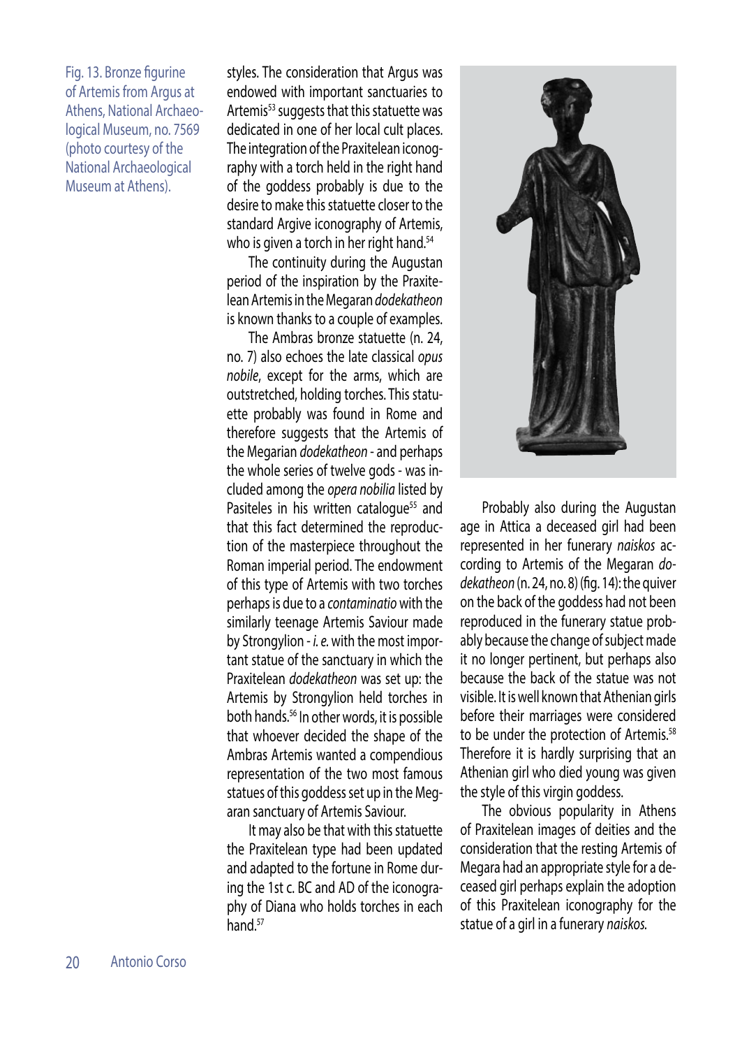Fig. 13. Bronze figurine of Artemis from Argus at Athens, National Archaeological Museum, no. 7569 (photo courtesy of the National Archaeological Museum at Athens).

styles. The consideration that Argus was endowed with important sanctuaries to Artemis[53] suggests that this statuette was dedicated in one of her local cult places. The integration of the Praxitelean iconography with a torch held in the right hand of the goddess probably is due to the desire to make this statuette closer to the standard Argive iconography of Artemis, who is given a torch in her right hand.[54]

The continuity during the Augustan period of the inspiration by the Praxitelean Artemis in the Megaran *dodekatheon* is known thanks to a couple of examples.

The Ambras bronze statuette (n. 24, no. 7) also echoes the late classical *opus nobile*, except for the arms, which are outstretched, holding torches. This statuette probably was found in Rome and therefore suggests that the Artemis of the Megarian *dodekatheon* - and perhaps the whole series of twelve gods - was included among the *opera nobilia* listed by Pasiteles in his written catalogue[55] and that this fact determined the reproduction of the masterpiece throughout the Roman imperial period. The endowment of this type of Artemis with two torches perhaps is due to a *contaminatio* with the similarly teenage Artemis Saviour made by Strongylion - *i. e.* with the most important statue of the sanctuary in which the Praxitelean *dodekatheon* was set up: the Artemis by Strongylion held torches in both hands.[56] In other words, it is possible that whoever decided the shape of the Ambras Artemis wanted a compendious representation of the two most famous statues of this goddess set up in the Megaran sanctuary of Artemis Saviour.

It may also be that with this statuette the Praxitelean type had been updated and adapted to the fortune in Rome during the 1st c. BC and AD of the iconography of Diana who holds torches in each hand.[57]

Probably also during the Augustan age in Attica a deceased girl had been represented in her funerary *naiskos* according to Artemis of the Megaran *dodekatheon* (n. 24, no. 8) (fig. 14): the quiver on the back of the goddess had not been reproduced in the funerary statue probably because the change of subject made it no longer pertinent, but perhaps also because the back of the statue was not visible. It is well known that Athenian girls before their marriages were considered to be under the protection of Artemis.[58] Therefore it is hardly surprising that an Athenian girl who died young was given the style of this virgin goddess.

The obvious popularity in Athens of Praxitelean images of deities and the consideration that the resting Artemis of Megara had an appropriate style for a deceased girl perhaps explain the adoption of this Praxitelean iconography for the statue of a girl in a funerary *naiskos*.